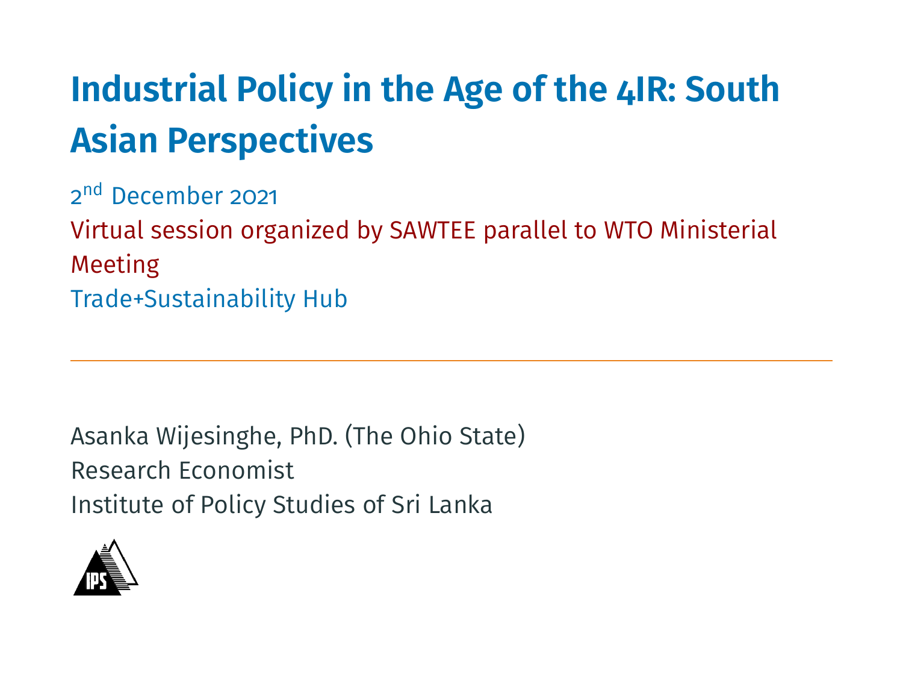# Industrial Policy in the Age of the 4IR: South Asian Perspectives

2nd December 2021

Virtual session organized by SAWTEE parallel to WTO Ministerial Meeting

Trade+Sustainability Hub

---

Asanka Wijesinghe, PhD. (The Ohio State)

Research Economist

Institute of Policy Studies of Sri Lanka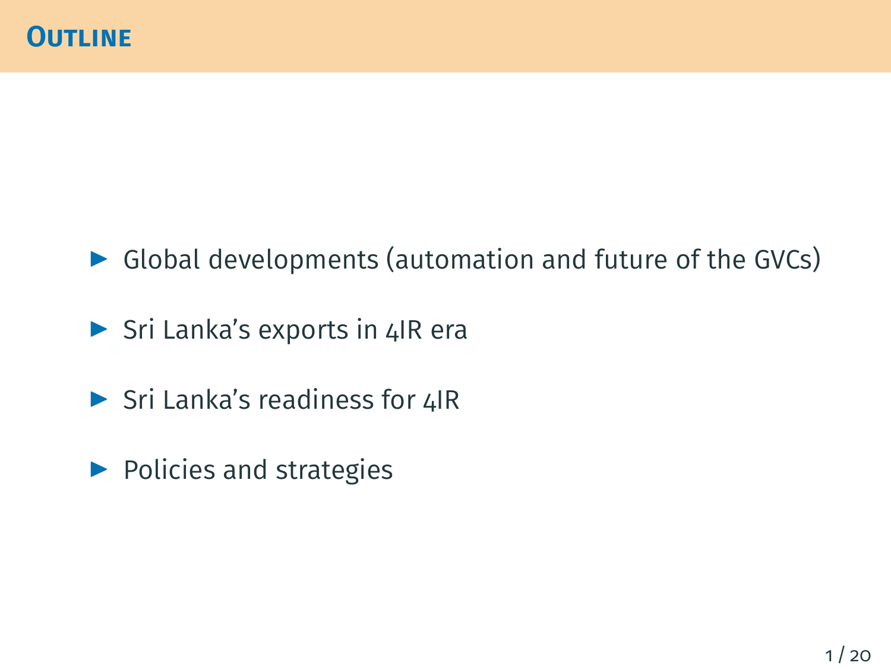## Outline

- Global developments (automation and future of the GVCs)
- Sri Lanka's exports in 4IR era
- Sri Lanka's readiness for 4IR
- Policies and strategies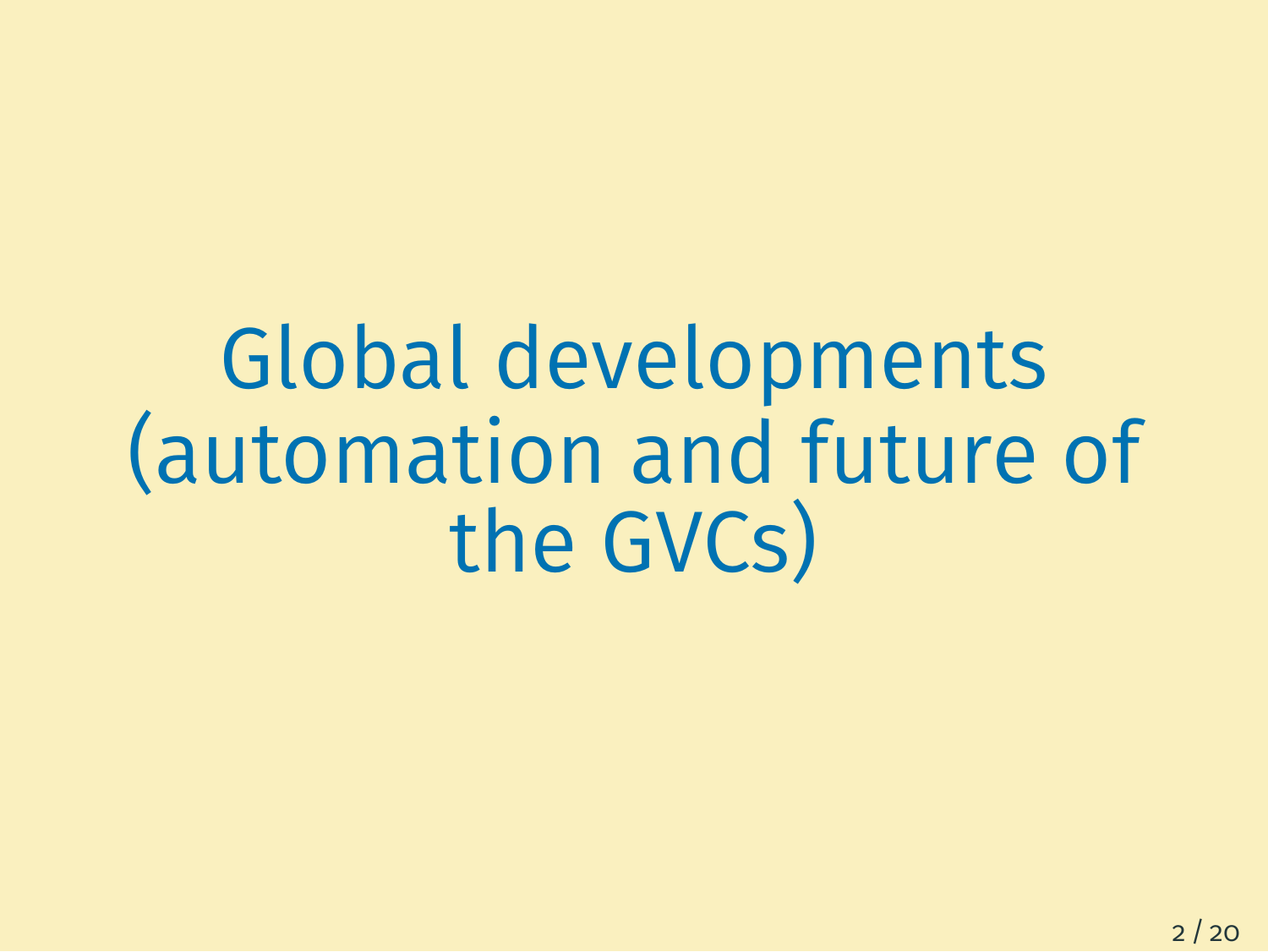# Global developments (automation and future of the GVCs)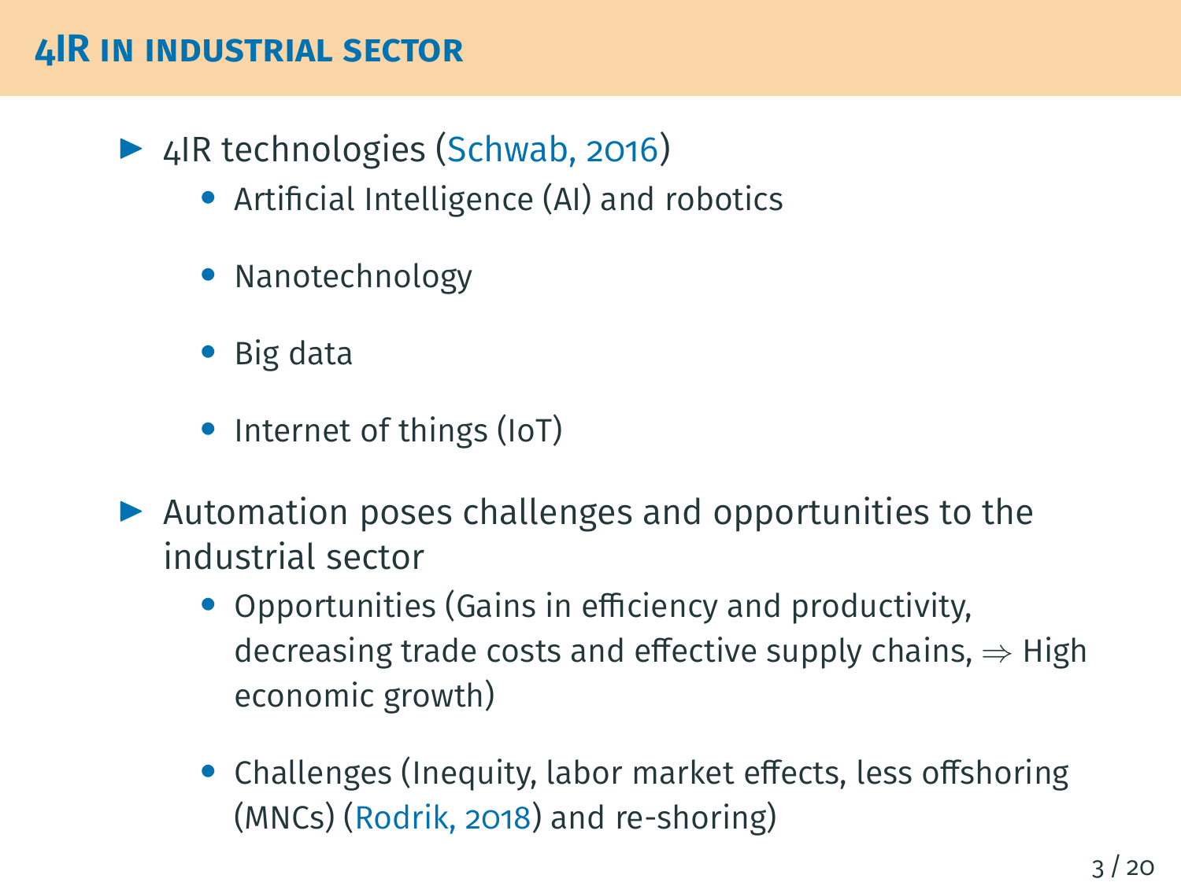## 4IR IN INDUSTRIAL SECTOR

- 4IR technologies (Schwab, 2016)
  - Artificial Intelligence (AI) and robotics
  - Nanotechnology
  - Big data
  - Internet of things (IoT)
- Automation poses challenges and opportunities to the industrial sector
  - Opportunities (Gains in efficiency and productivity, decreasing trade costs and effective supply chains, $\Rightarrow$ High economic growth)
  - Challenges (Inequity, labor market effects, less offshoring (MNCs) (Rodrik, 2018) and re-shoring)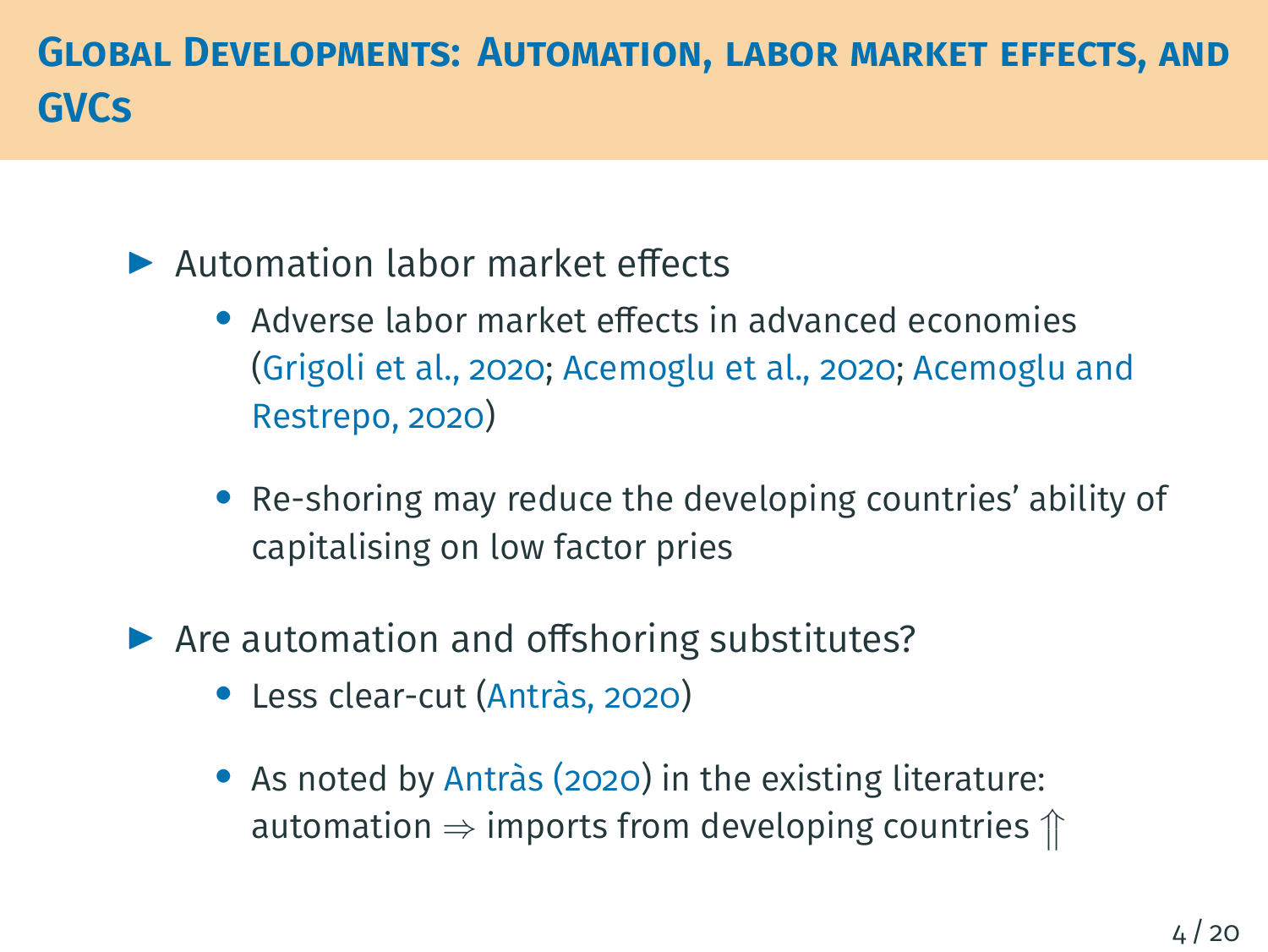# Global Developments: Automation, labor market effects, and GVCs

- Automation labor market effects
  - Adverse labor market effects in advanced economies (Grigoli et al., 2020; Acemoglu et al., 2020; Acemoglu and Restrepo, 2020)
  - Re-shoring may reduce the developing countries' ability of capitalising on low factor pries
- Are automation and offshoring substitutes?
  - Less clear-cut (Antràs, 2020)
  - As noted by Antràs (2020) in the existing literature: automation $\Rightarrow$ imports from developing countries $\Uparrow$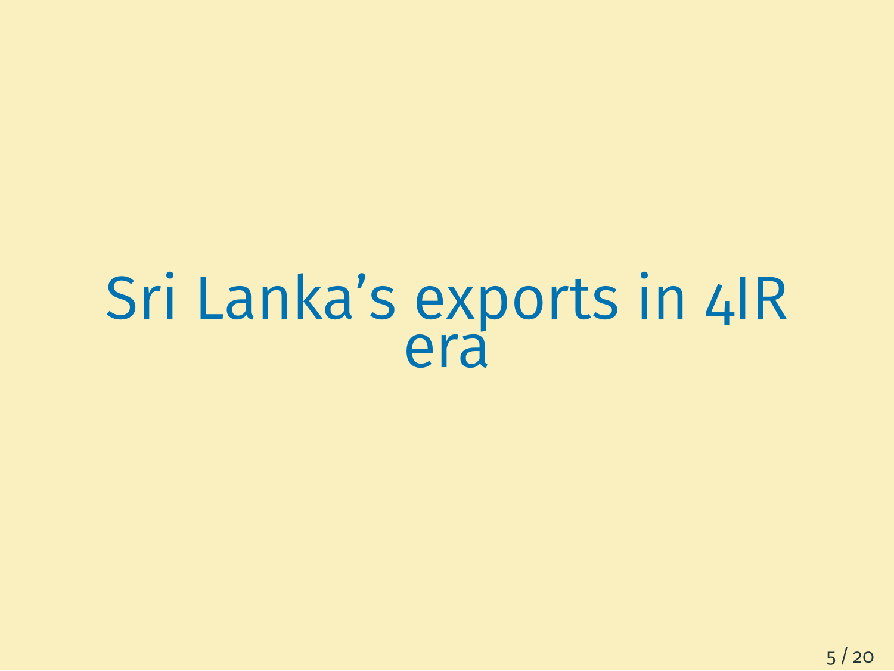# Sri Lanka's exports in 4IR era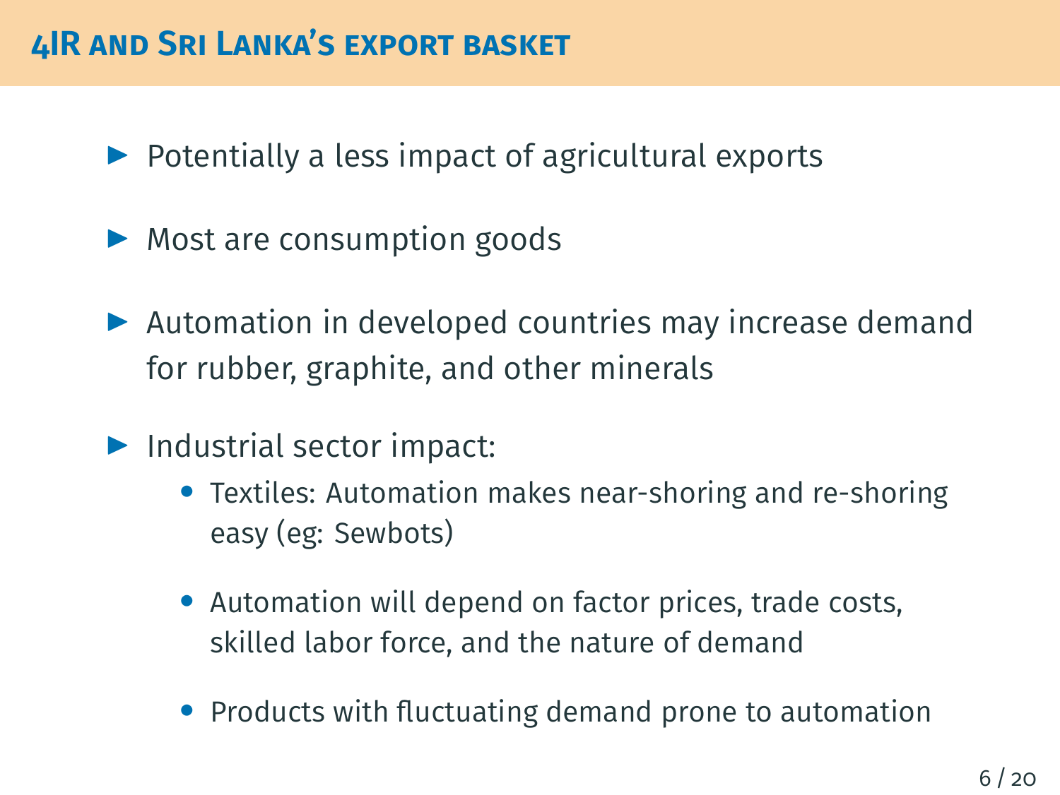## 4IR and Sri Lanka's export basket

- Potentially a less impact of agricultural exports
- Most are consumption goods
- Automation in developed countries may increase demand for rubber, graphite, and other minerals
- Industrial sector impact:
  - Textiles: Automation makes near-shoring and re-shoring easy (eg: Sewbots)
  - Automation will depend on factor prices, trade costs, skilled labor force, and the nature of demand
  - Products with fluctuating demand prone to automation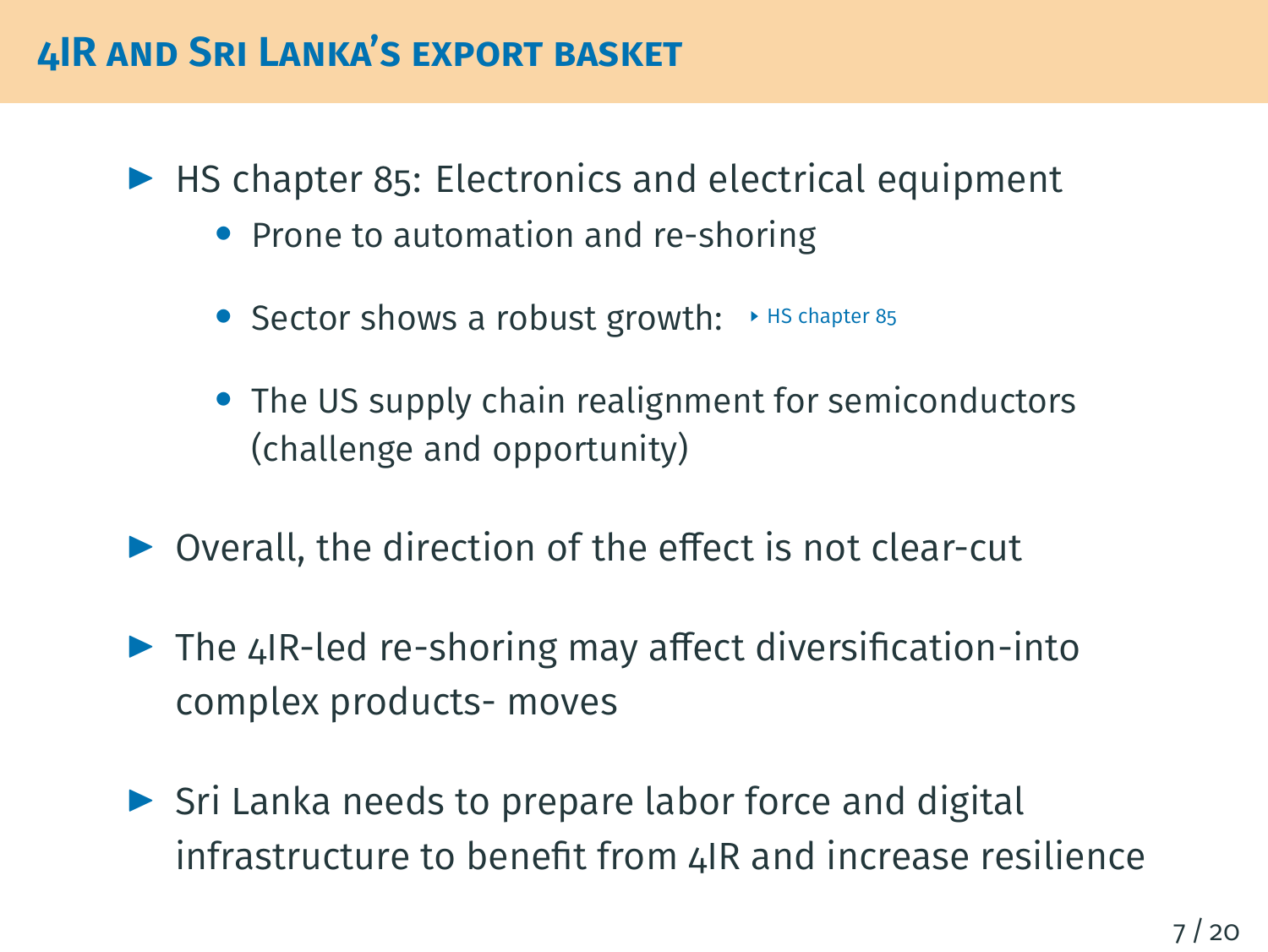## 4IR and Sri Lanka's export basket

- HS chapter 85: Electronics and electrical equipment
  - Prone to automation and re-shoring
  - Sector shows a robust growth: ▸ HS chapter 85
  - The US supply chain realignment for semiconductors (challenge and opportunity)
- Overall, the direction of the effect is not clear-cut
- The 4IR-led re-shoring may affect diversification-into complex products- moves
- Sri Lanka needs to prepare labor force and digital infrastructure to benefit from 4IR and increase resilience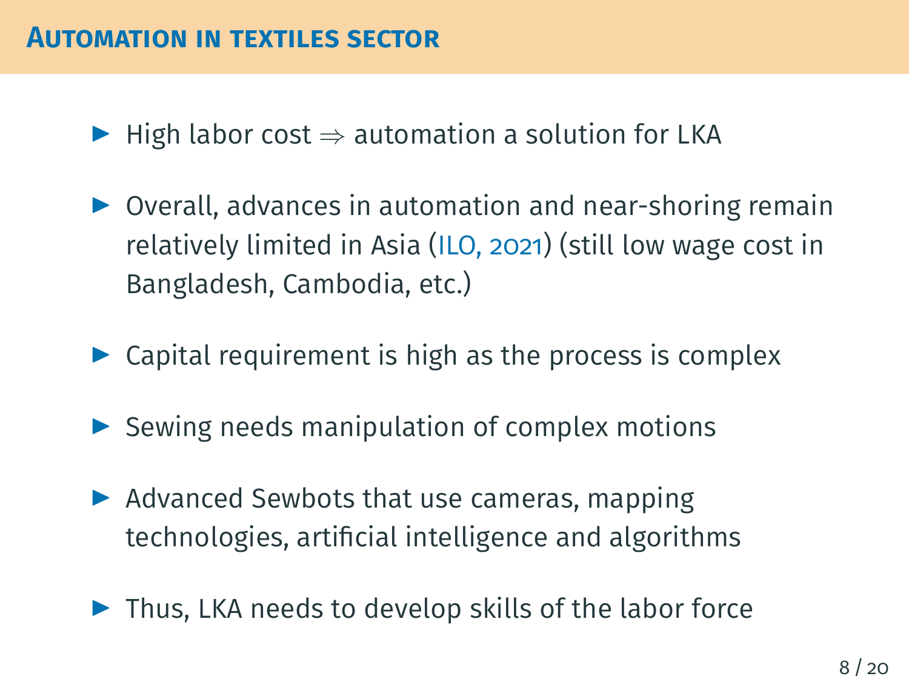## Automation in textiles sector

- High labor cost $\Rightarrow$ automation a solution for LKA
- Overall, advances in automation and near-shoring remain relatively limited in Asia (ILO, 2021) (still low wage cost in Bangladesh, Cambodia, etc.)
- Capital requirement is high as the process is complex
- Sewing needs manipulation of complex motions
- Advanced Sewbots that use cameras, mapping technologies, artificial intelligence and algorithms
- Thus, LKA needs to develop skills of the labor force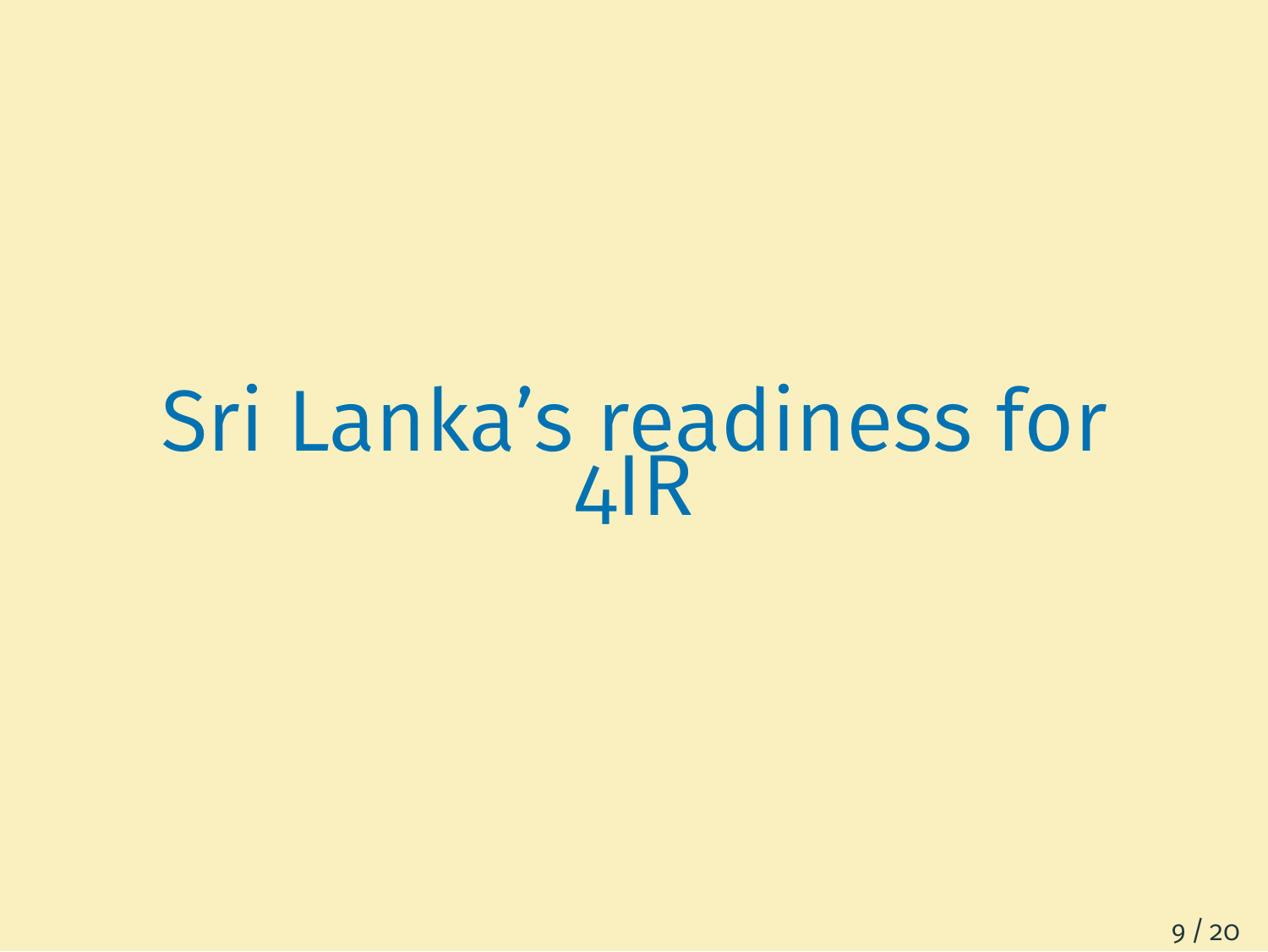# Sri Lanka's readiness for 4IR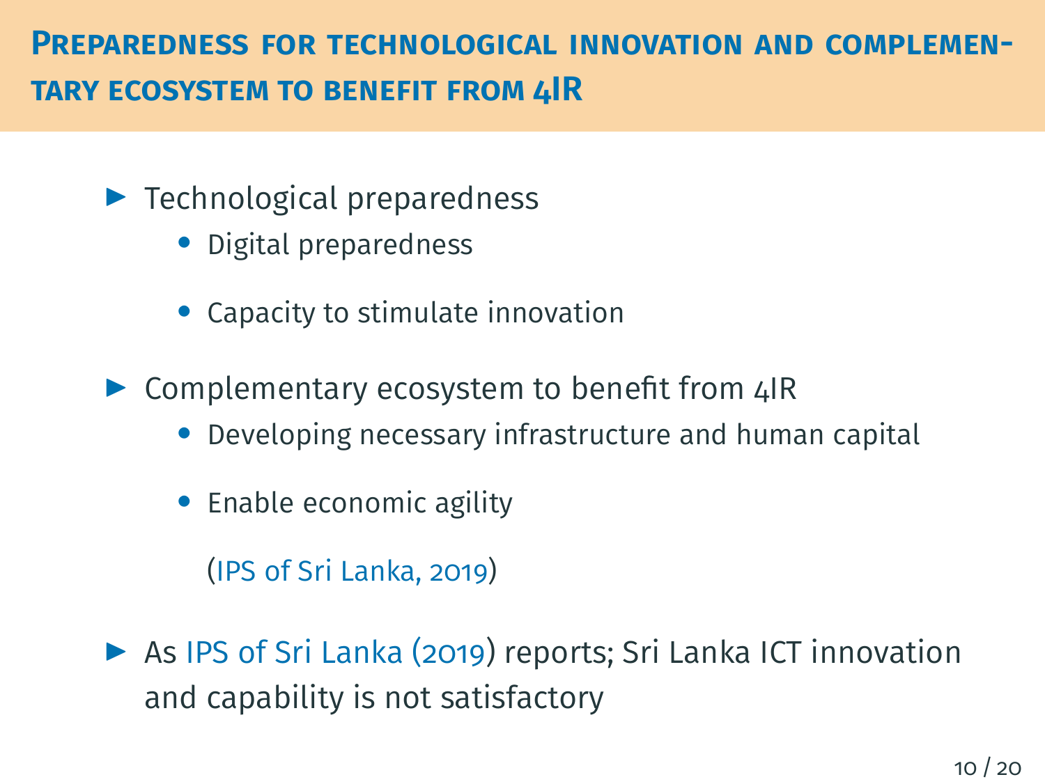## Preparedness for technological innovation and complementary ecosystem to benefit from 4IR

- Technological preparedness
  - Digital preparedness
  - Capacity to stimulate innovation
- Complementary ecosystem to benefit from 4IR
  - Developing necessary infrastructure and human capital
  - Enable economic agility

  (IPS of Sri Lanka, 2019)
- As IPS of Sri Lanka (2019) reports; Sri Lanka ICT innovation and capability is not satisfactory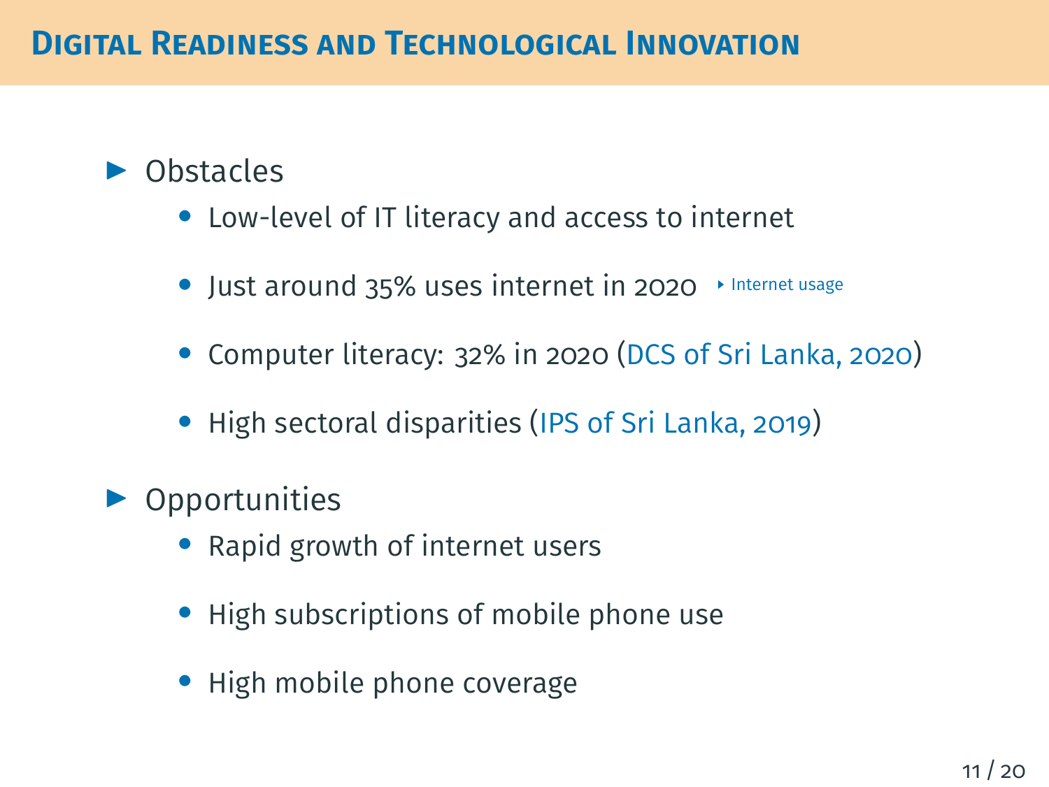## Digital Readiness and Technological Innovation

- Obstacles
  - Low-level of IT literacy and access to internet
  - Just around 35% uses internet in 2020 ▸ Internet usage
  - Computer literacy: 32% in 2020 (DCS of Sri Lanka, 2020)
  - High sectoral disparities (IPS of Sri Lanka, 2019)
- Opportunities
  - Rapid growth of internet users
  - High subscriptions of mobile phone use
  - High mobile phone coverage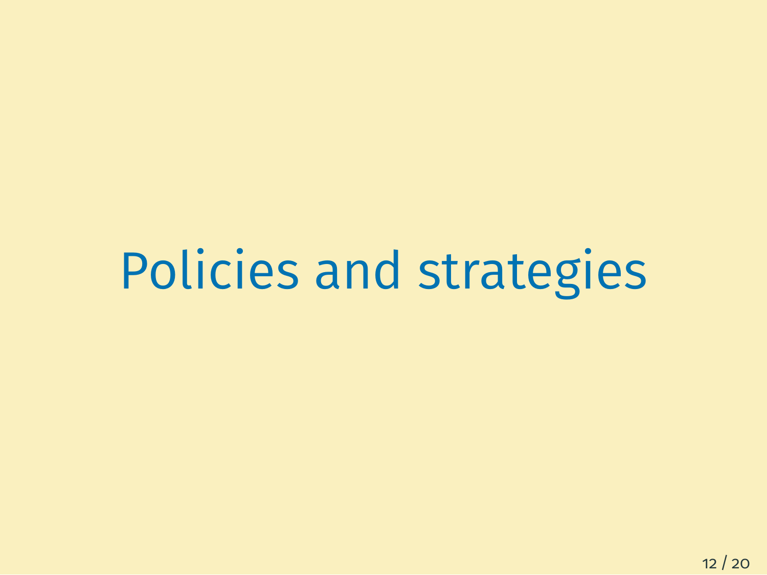# Policies and strategies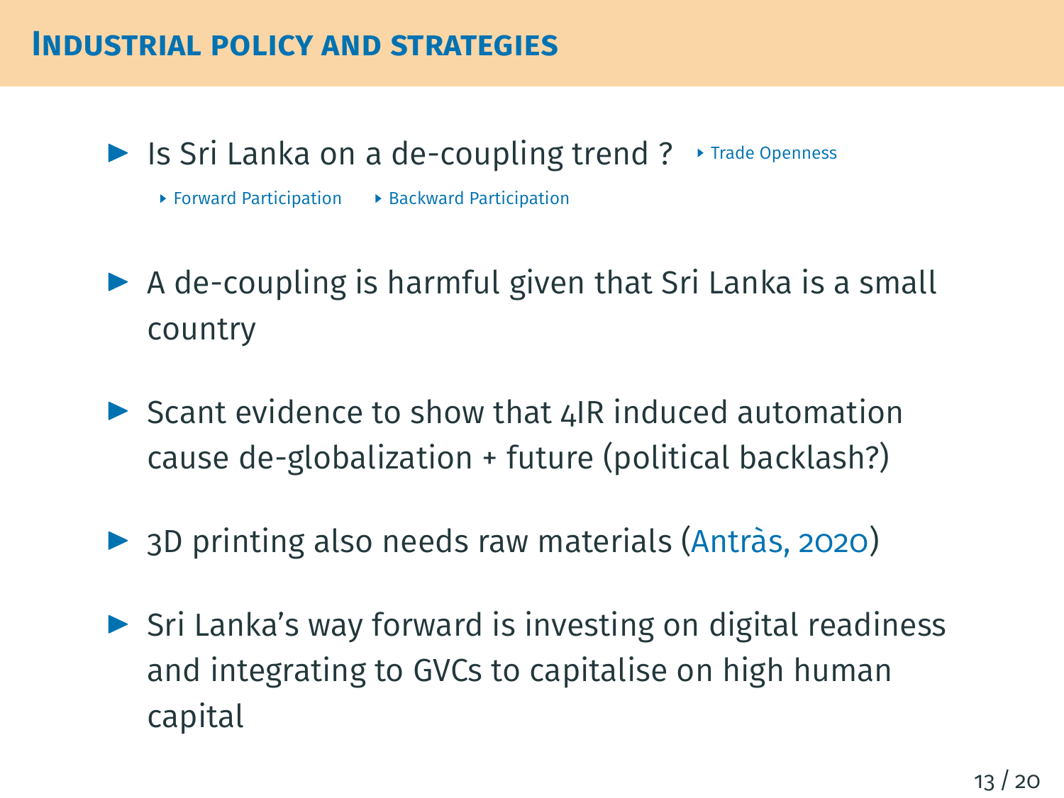## Industrial policy and strategies

- Is Sri Lanka on a de-coupling trend ? ‣ Trade Openness
  - ‣ Forward Participation ‣ Backward Participation
- A de-coupling is harmful given that Sri Lanka is a small country
- Scant evidence to show that 4IR induced automation cause de-globalization + future (political backlash?)
- 3D printing also needs raw materials (Antràs, 2020)
- Sri Lanka's way forward is investing on digital readiness and integrating to GVCs to capitalise on high human capital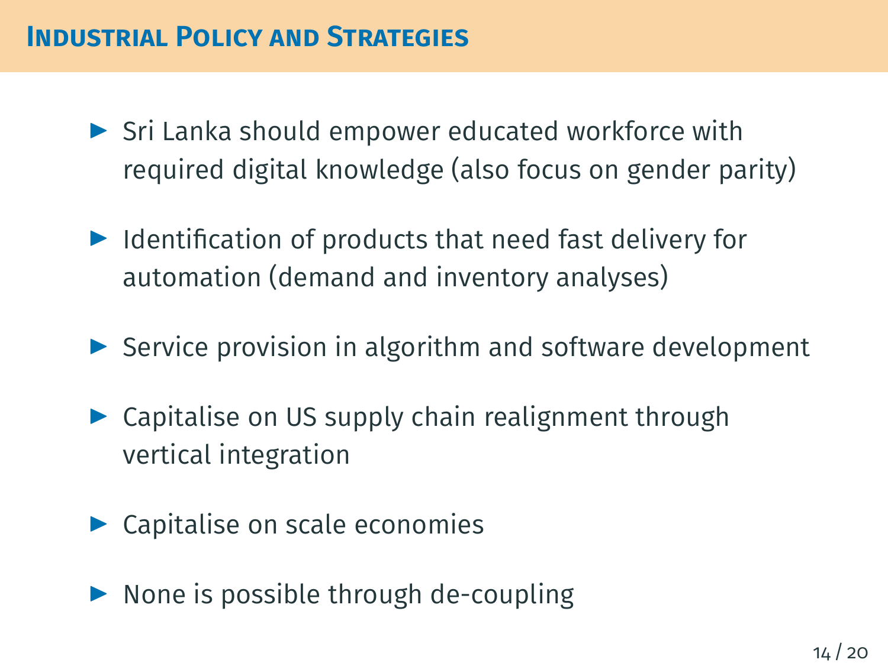## Industrial Policy and Strategies

- Sri Lanka should empower educated workforce with required digital knowledge (also focus on gender parity)
- Identification of products that need fast delivery for automation (demand and inventory analyses)
- Service provision in algorithm and software development
- Capitalise on US supply chain realignment through vertical integration
- Capitalise on scale economies
- None is possible through de-coupling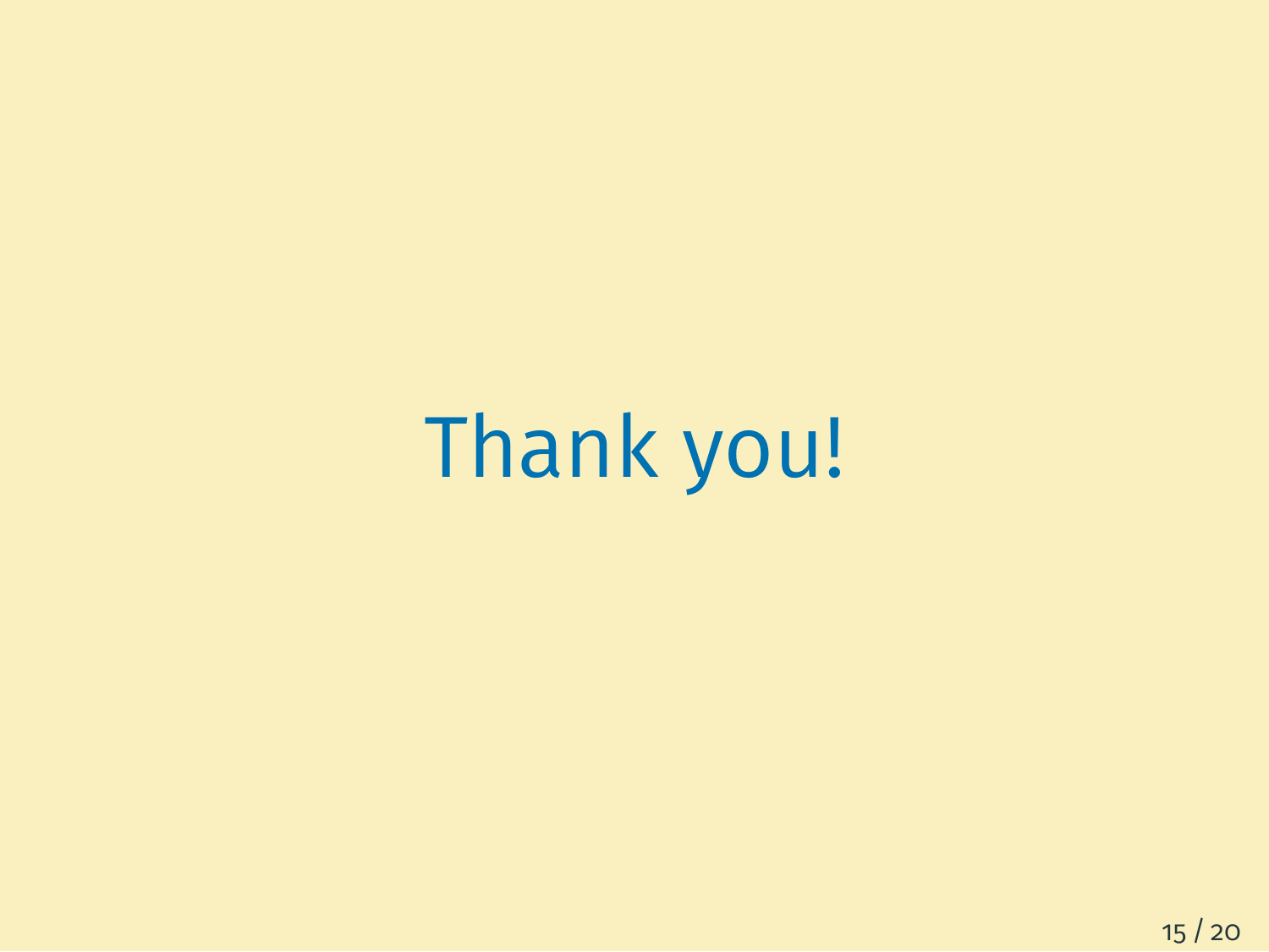Thank you!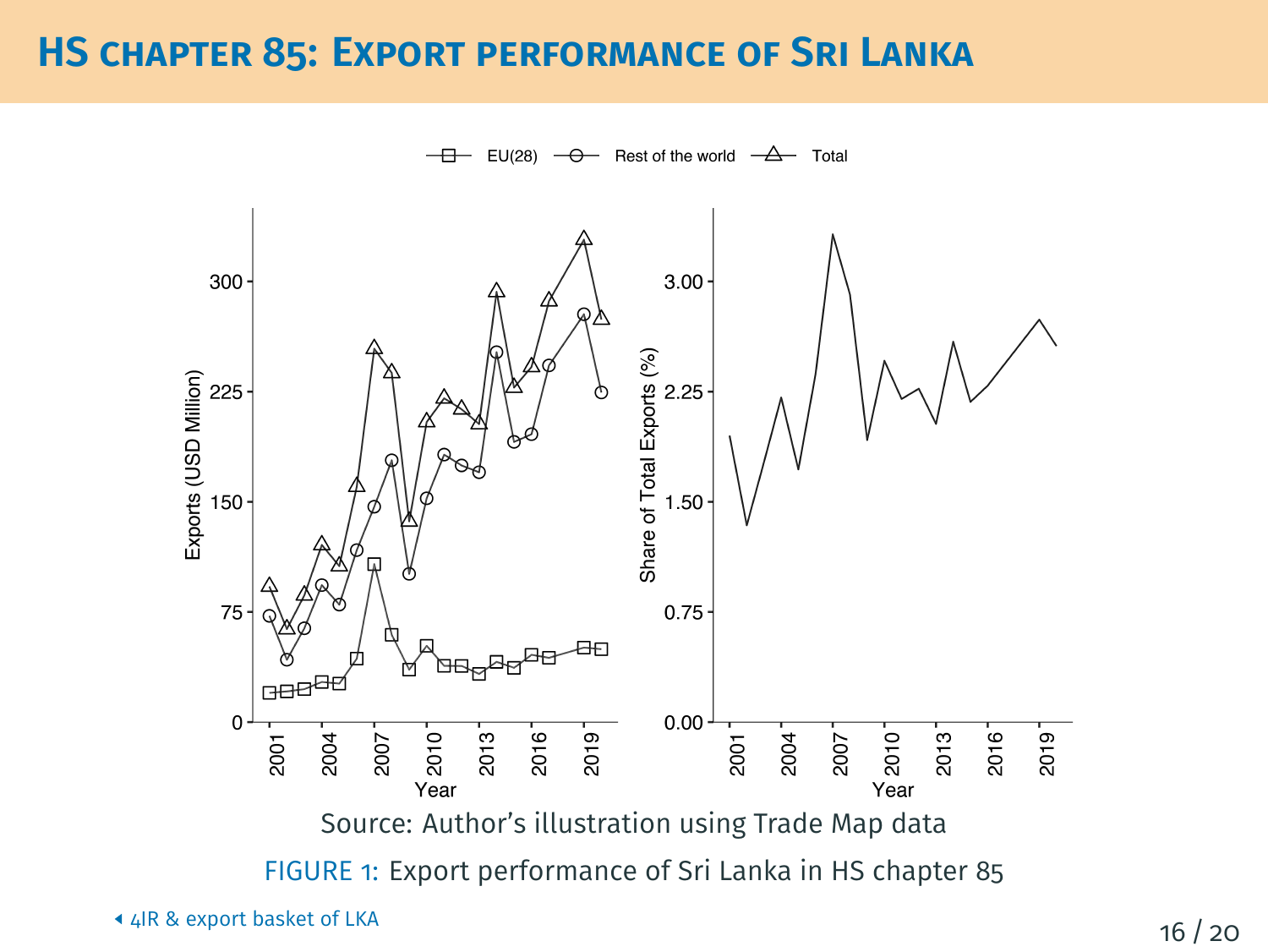# HS chapter 85: Export performance of Sri Lanka

Source: Author's illustration using Trade Map data

FIGURE 1: Export performance of Sri Lanka in HS chapter 85

◂ 4IR & export basket of LKA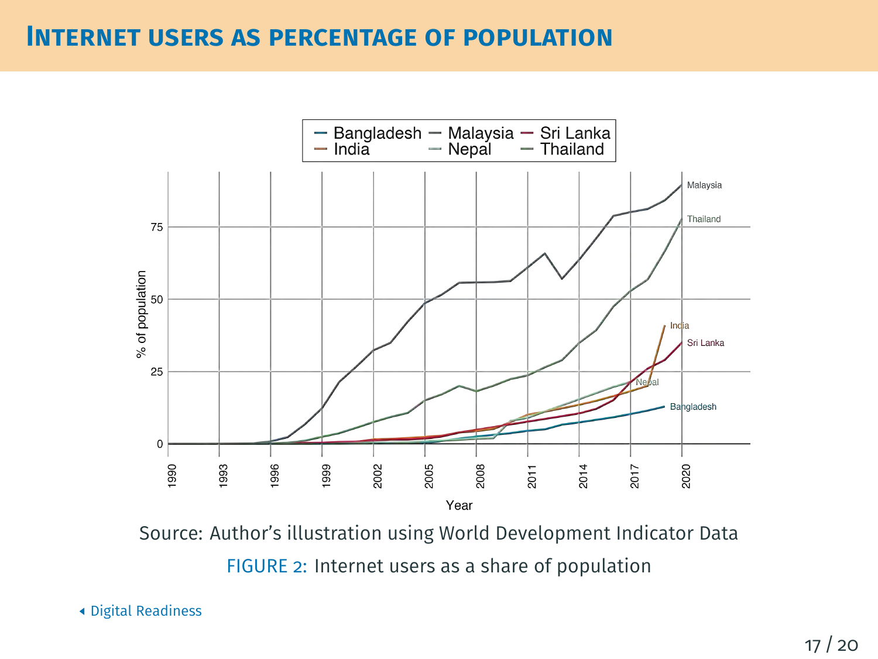# Internet users as percentage of population

Source: Author's illustration using World Development Indicator Data

FIGURE 2: Internet users as a share of population

◂ Digital Readiness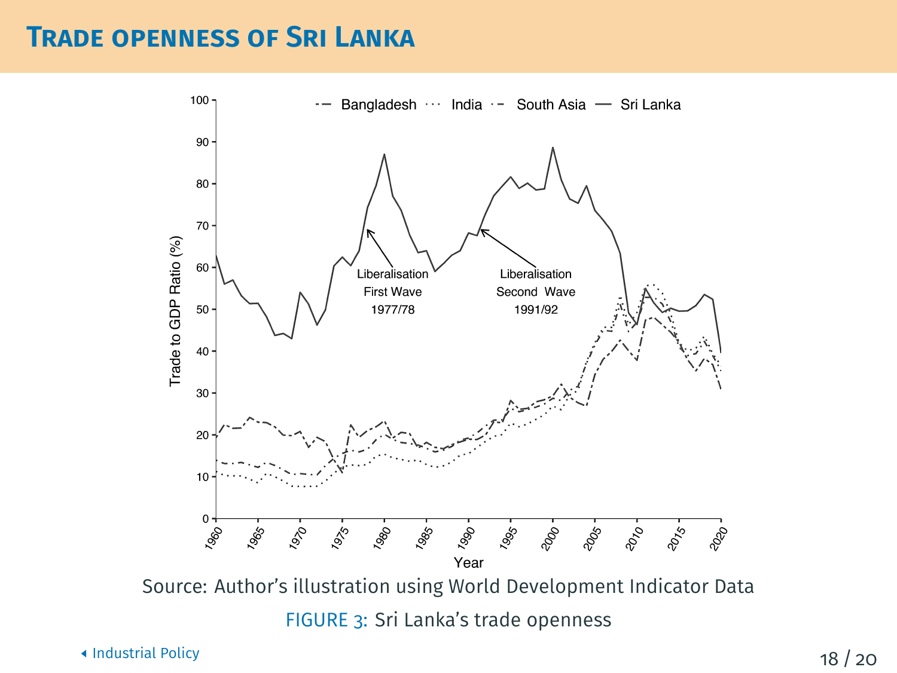# Trade openness of Sri Lanka

Source: Author's illustration using World Development Indicator Data

FIGURE 3: Sri Lanka's trade openness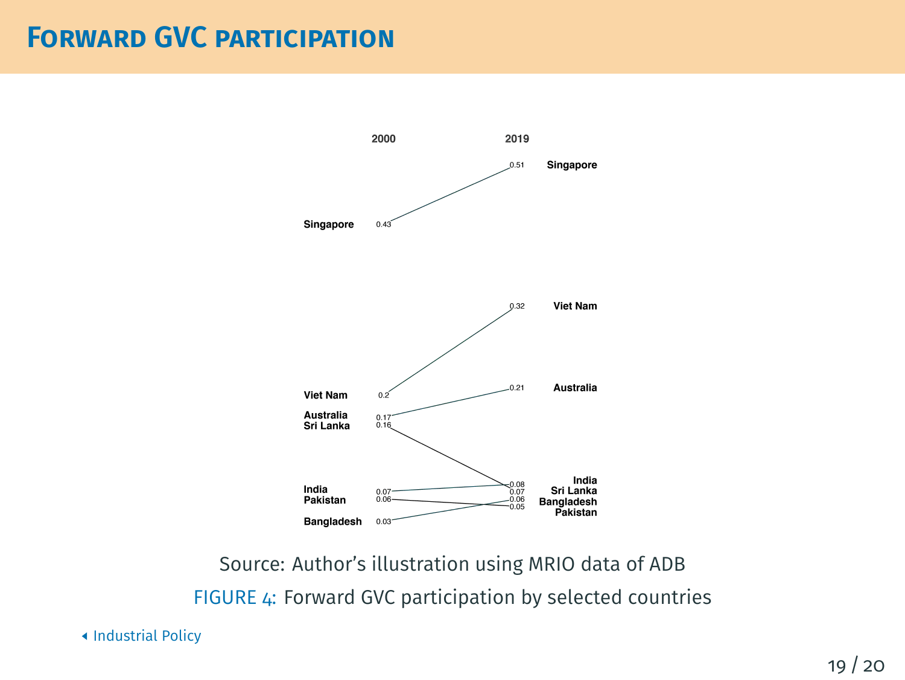# Forward GVC participation

| Country | 2000 | 2019 |
|---|---|---|
| Singapore | 0.43 | 0.51 |
| Viet Nam | 0.2 | 0.32 |
| Australia | 0.17 | 0.21 |
| Sri Lanka | 0.16 | 0.07 |
| India | 0.07 | 0.08 |
| Pakistan | 0.06 | 0.05 |
| Bangladesh | 0.03 | 0.06 |

Source: Author's illustration using MRIO data of ADB

FIGURE 4: Forward GVC participation by selected countries

Industrial Policy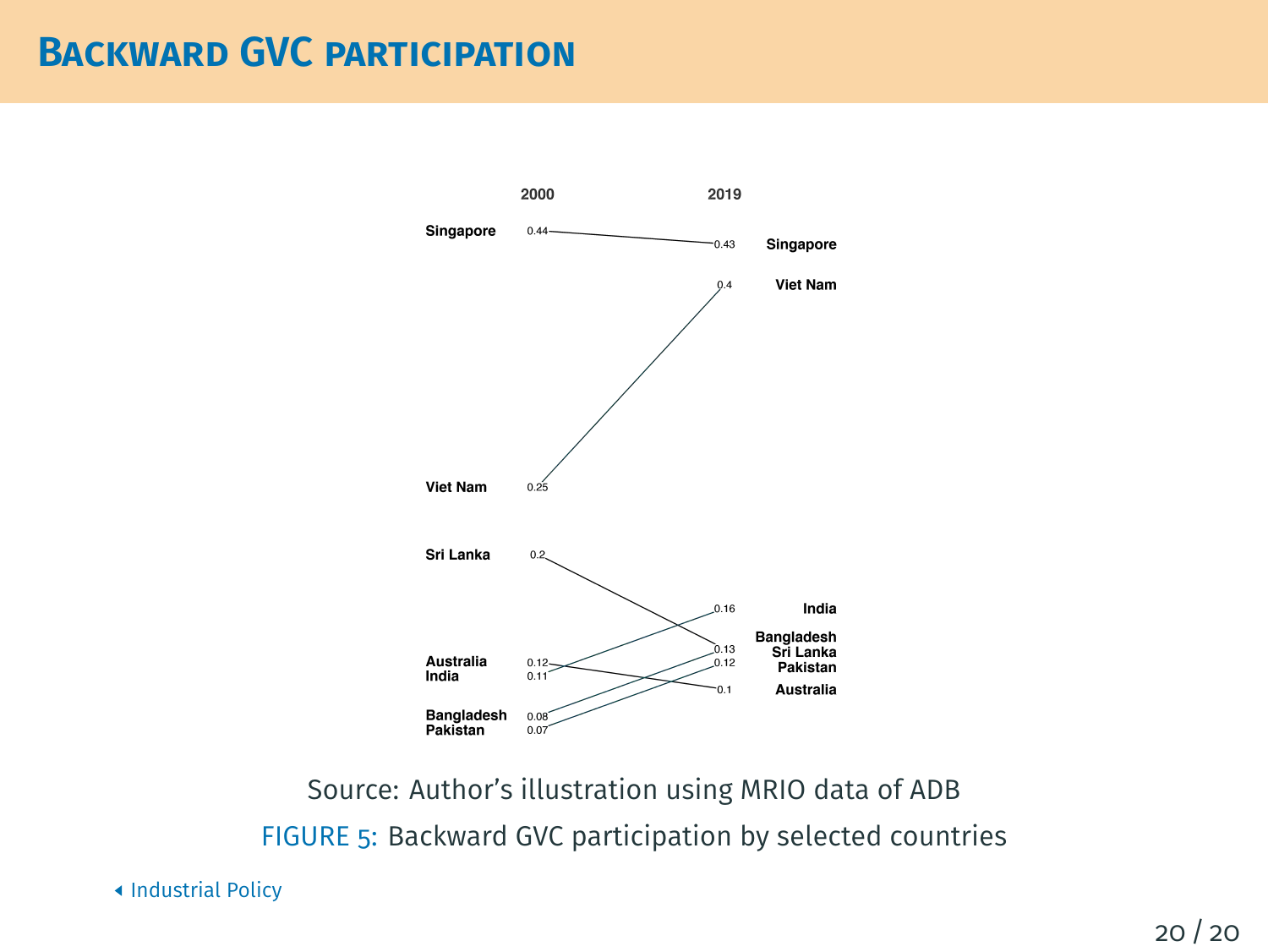# Backward GVC participation

| Country | 2000 | 2019 |
|---|---|---|
| Singapore | 0.44 | 0.43 |
| Viet Nam | 0.25 | 0.4 |
| Sri Lanka | 0.2 | 0.13 |
| Australia | 0.12 | 0.1 |
| India | 0.11 | 0.16 |
| Bangladesh | 0.08 | 0.13 |
| Pakistan | 0.07 | 0.12 |

Source: Author's illustration using MRIO data of ADB

FIGURE 5: Backward GVC participation by selected countries

Industrial Policy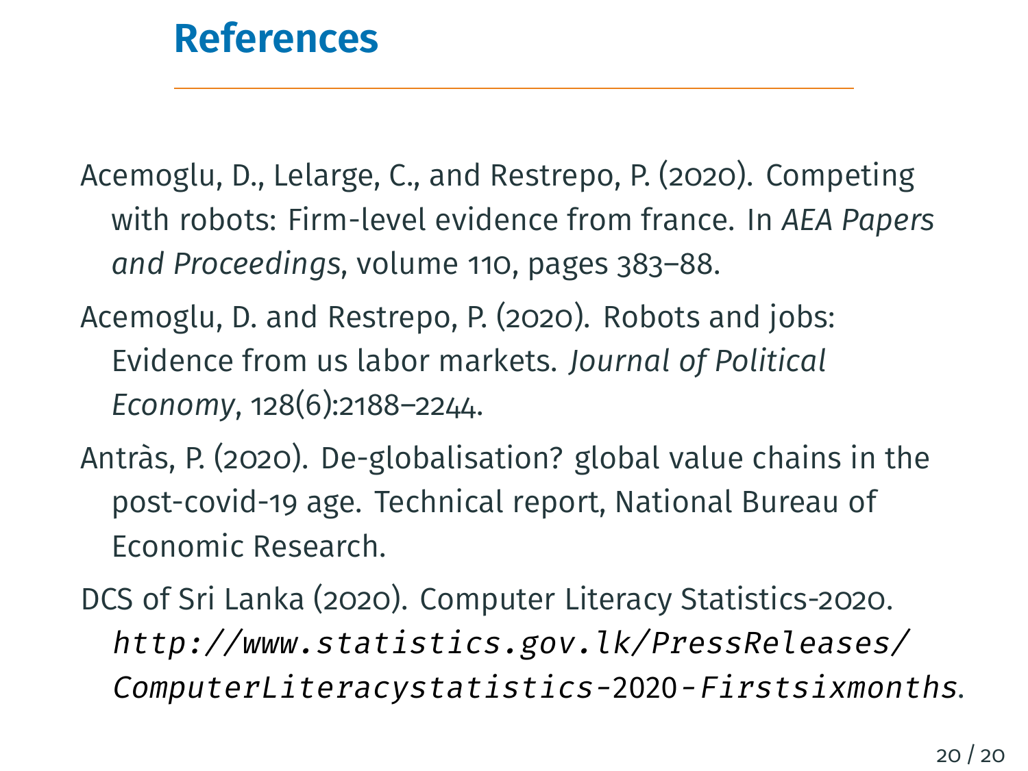# References

Acemoglu, D., Lelarge, C., and Restrepo, P. (2020). Competing with robots: Firm-level evidence from france. In *AEA Papers and Proceedings*, volume 110, pages 383–88.

Acemoglu, D. and Restrepo, P. (2020). Robots and jobs: Evidence from us labor markets. *Journal of Political Economy*, 128(6):2188–2244.

Antràs, P. (2020). De-globalisation? global value chains in the post-covid-19 age. Technical report, National Bureau of Economic Research.

DCS of Sri Lanka (2020). Computer Literacy Statistics-2020. *http://www.statistics.gov.lk/PressReleases/ComputerLiteracystatistics-2020-Firstsixmonths*.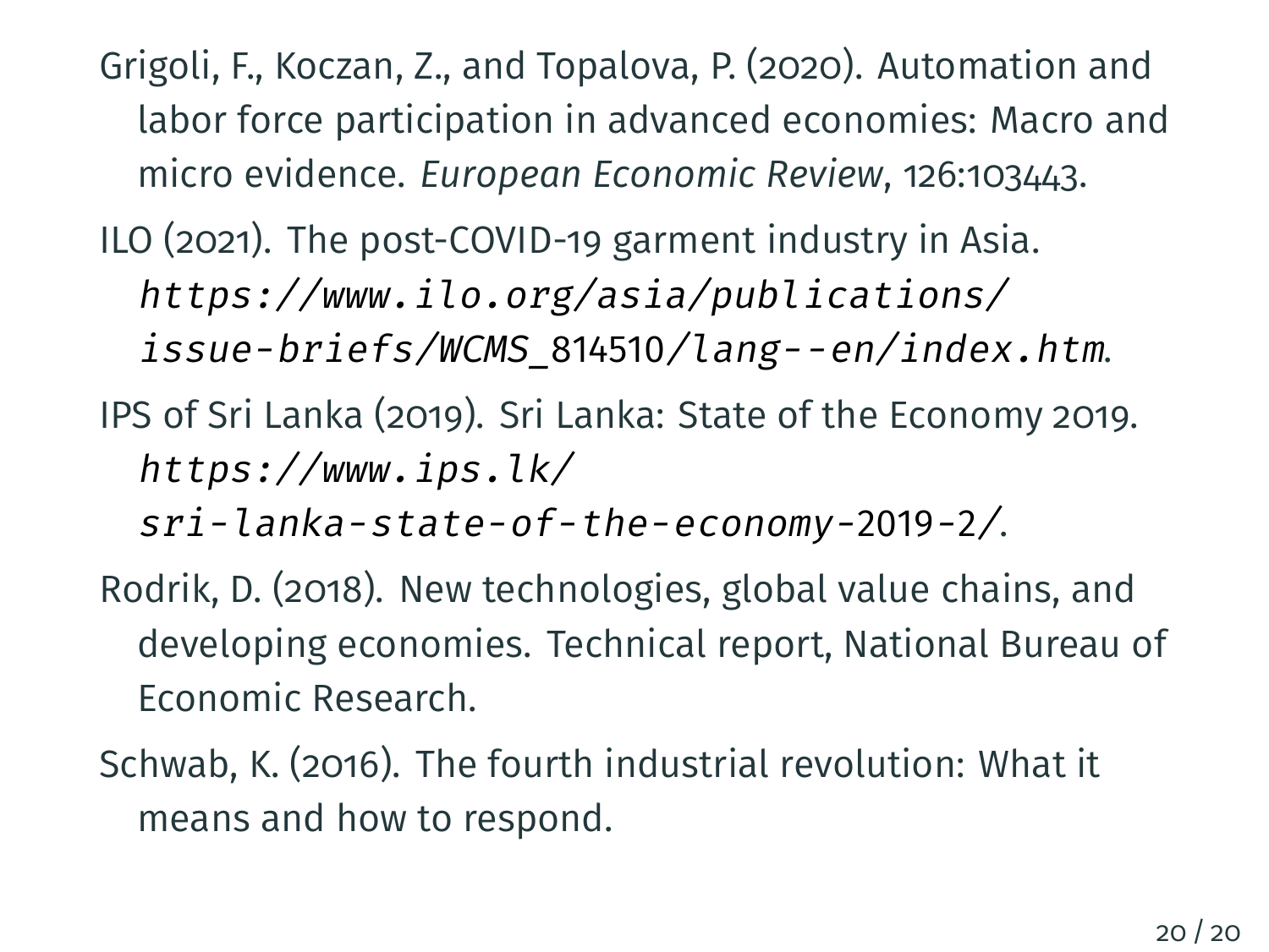Grigoli, F., Koczan, Z., and Topalova, P. (2020). Automation and labor force participation in advanced economies: Macro and micro evidence. *European Economic Review*, 126:103443.

ILO (2021). The post-COVID-19 garment industry in Asia. https://www.ilo.org/asia/publications/issue-briefs/WCMS_814510/lang--en/index.htm.

IPS of Sri Lanka (2019). Sri Lanka: State of the Economy 2019. https://www.ips.lk/sri-lanka-state-of-the-economy-2019-2/.

Rodrik, D. (2018). New technologies, global value chains, and developing economies. Technical report, National Bureau of Economic Research.

Schwab, K. (2016). The fourth industrial revolution: What it means and how to respond.